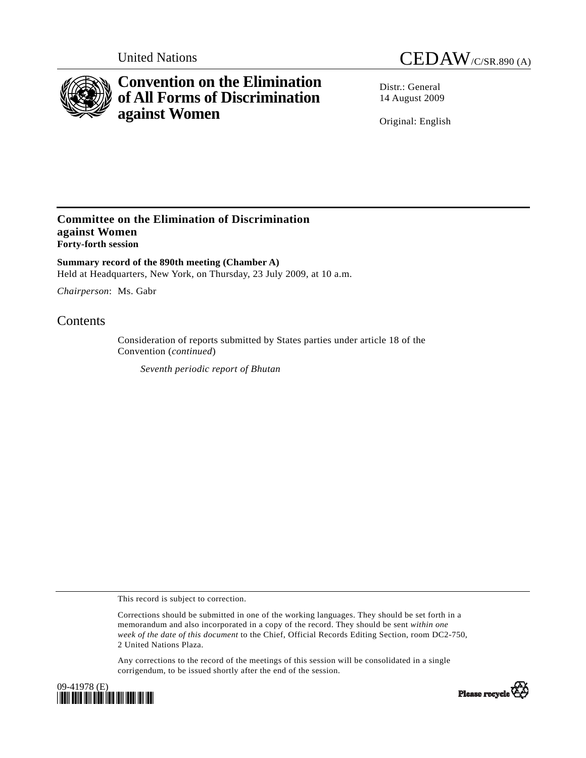United Nations

CEDAW/C/SR.890 (A)

# Convention on the Elimination of All Forms of Discrimination against Women

Distr.: General
14 August 2009

Original: English

## Committee on the Elimination of Discrimination against Women
**Forty-forth session**

**Summary record of the 890th meeting (Chamber A)**
Held at Headquarters, New York, on Thursday, 23 July 2009, at 10 a.m.

*Chairperson*: Ms. Gabr

## Contents

Consideration of reports submitted by States parties under article 18 of the Convention (*continued*)

*Seventh periodic report of Bhutan*

This record is subject to correction.

Corrections should be submitted in one of the working languages. They should be set forth in a memorandum and also incorporated in a copy of the record. They should be sent *within one week of the date of this document* to the Chief, Official Records Editing Section, room DC2-750, 2 United Nations Plaza.

Any corrections to the record of the meetings of this session will be consolidated in a single corrigendum, to be issued shortly after the end of the session.

09-41978 (E)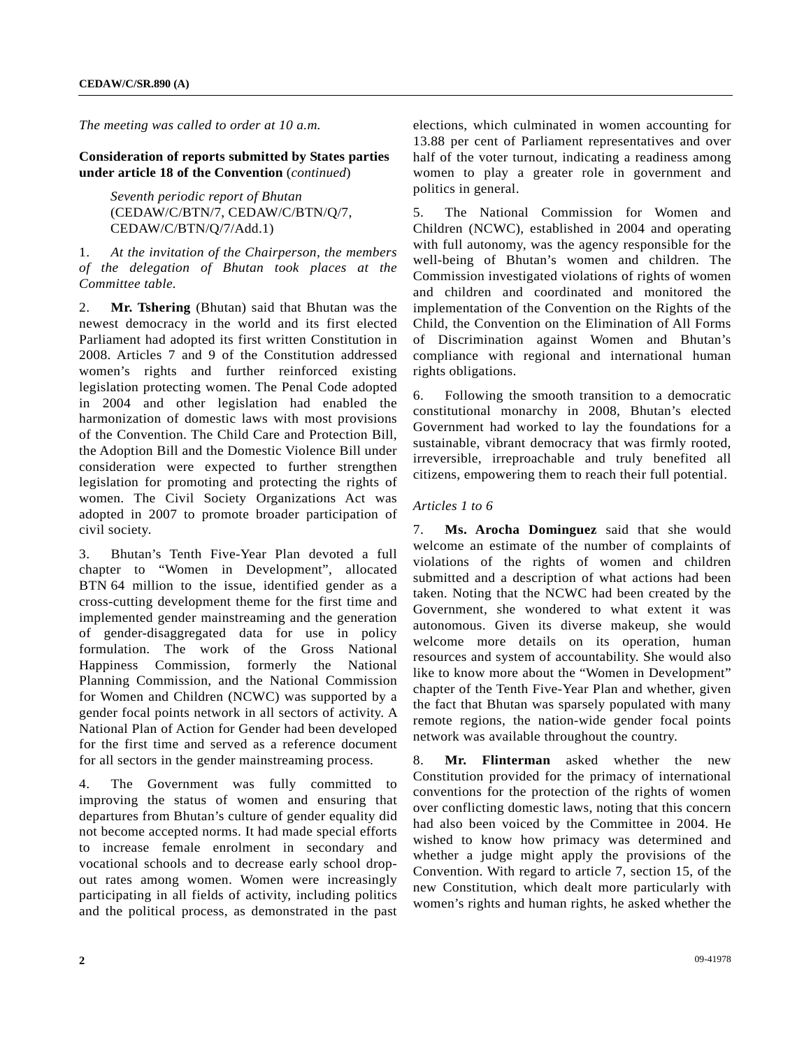*The meeting was called to order at 10 a.m.*

**Consideration of reports submitted by States parties under article 18 of the Convention** (*continued*)

*Seventh periodic report of Bhutan* (CEDAW/C/BTN/7, CEDAW/C/BTN/Q/7, CEDAW/C/BTN/Q/7/Add.1)

1. *At the invitation of the Chairperson, the members of the delegation of Bhutan took places at the Committee table.*

2. **Mr. Tshering** (Bhutan) said that Bhutan was the newest democracy in the world and its first elected Parliament had adopted its first written Constitution in 2008. Articles 7 and 9 of the Constitution addressed women's rights and further reinforced existing legislation protecting women. The Penal Code adopted in 2004 and other legislation had enabled the harmonization of domestic laws with most provisions of the Convention. The Child Care and Protection Bill, the Adoption Bill and the Domestic Violence Bill under consideration were expected to further strengthen legislation for promoting and protecting the rights of women. The Civil Society Organizations Act was adopted in 2007 to promote broader participation of civil society.

3. Bhutan's Tenth Five-Year Plan devoted a full chapter to "Women in Development", allocated BTN 64 million to the issue, identified gender as a cross-cutting development theme for the first time and implemented gender mainstreaming and the generation of gender-disaggregated data for use in policy formulation. The work of the Gross National Happiness Commission, formerly the National Planning Commission, and the National Commission for Women and Children (NCWC) was supported by a gender focal points network in all sectors of activity. A National Plan of Action for Gender had been developed for the first time and served as a reference document for all sectors in the gender mainstreaming process.

4. The Government was fully committed to improving the status of women and ensuring that departures from Bhutan's culture of gender equality did not become accepted norms. It had made special efforts to increase female enrolment in secondary and vocational schools and to decrease early school drop-out rates among women. Women were increasingly participating in all fields of activity, including politics and the political process, as demonstrated in the past elections, which culminated in women accounting for 13.88 per cent of Parliament representatives and over half of the voter turnout, indicating a readiness among women to play a greater role in government and politics in general.

5. The National Commission for Women and Children (NCWC), established in 2004 and operating with full autonomy, was the agency responsible for the well-being of Bhutan's women and children. The Commission investigated violations of rights of women and children and coordinated and monitored the implementation of the Convention on the Rights of the Child, the Convention on the Elimination of All Forms of Discrimination against Women and Bhutan's compliance with regional and international human rights obligations.

6. Following the smooth transition to a democratic constitutional monarchy in 2008, Bhutan's elected Government had worked to lay the foundations for a sustainable, vibrant democracy that was firmly rooted, irreversible, irreproachable and truly benefited all citizens, empowering them to reach their full potential.

*Articles 1 to 6*

7. **Ms. Arocha Dominguez** said that she would welcome an estimate of the number of complaints of violations of the rights of women and children submitted and a description of what actions had been taken. Noting that the NCWC had been created by the Government, she wondered to what extent it was autonomous. Given its diverse makeup, she would welcome more details on its operation, human resources and system of accountability. She would also like to know more about the "Women in Development" chapter of the Tenth Five-Year Plan and whether, given the fact that Bhutan was sparsely populated with many remote regions, the nation-wide gender focal points network was available throughout the country.

8. **Mr. Flinterman** asked whether the new Constitution provided for the primacy of international conventions for the protection of the rights of women over conflicting domestic laws, noting that this concern had also been voiced by the Committee in 2004. He wished to know how primacy was determined and whether a judge might apply the provisions of the Convention. With regard to article 7, section 15, of the new Constitution, which dealt more particularly with women's rights and human rights, he asked whether the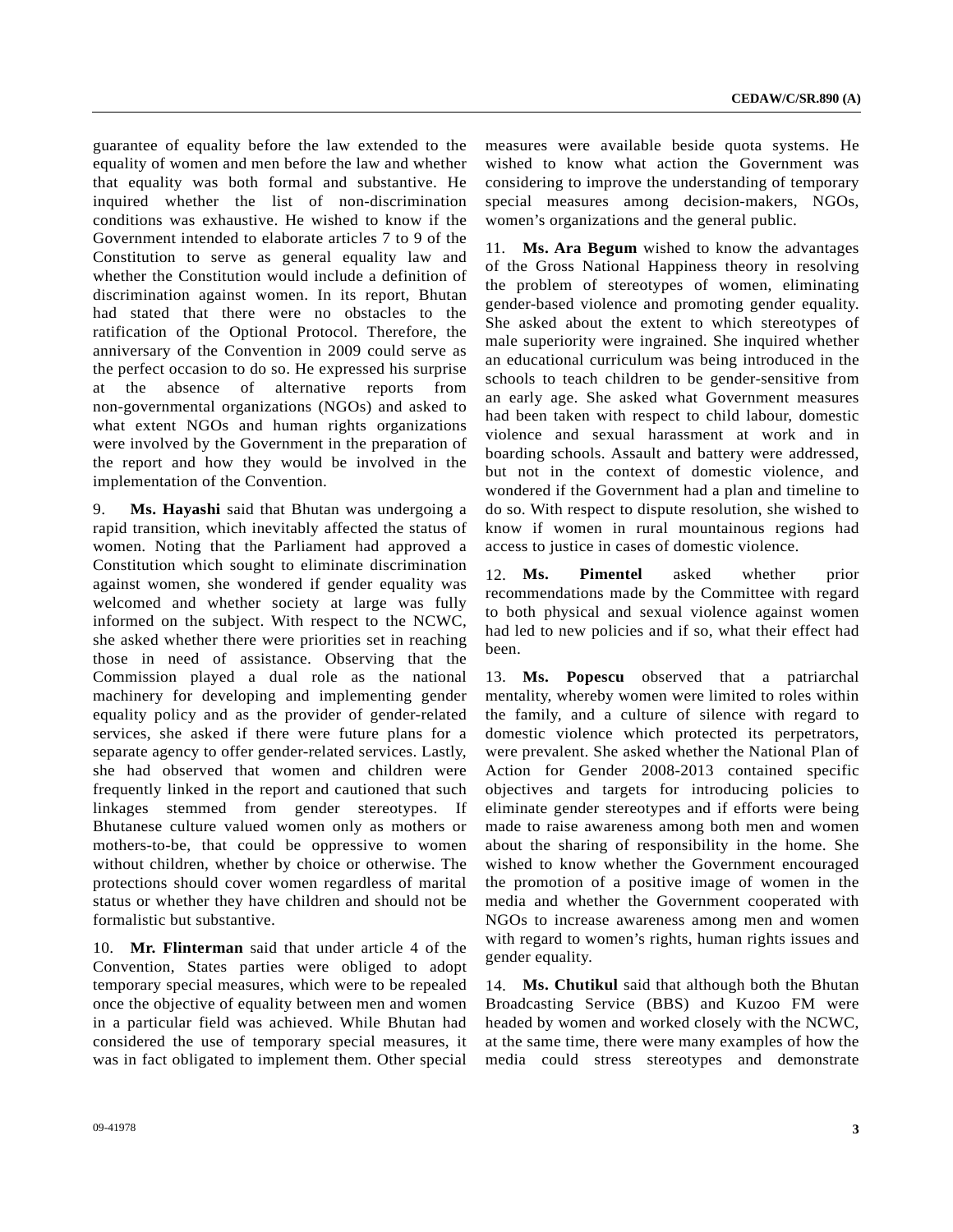guarantee of equality before the law extended to the equality of women and men before the law and whether that equality was both formal and substantive. He inquired whether the list of non-discrimination conditions was exhaustive. He wished to know if the Government intended to elaborate articles 7 to 9 of the Constitution to serve as general equality law and whether the Constitution would include a definition of discrimination against women. In its report, Bhutan had stated that there were no obstacles to the ratification of the Optional Protocol. Therefore, the anniversary of the Convention in 2009 could serve as the perfect occasion to do so. He expressed his surprise at the absence of alternative reports from non-governmental organizations (NGOs) and asked to what extent NGOs and human rights organizations were involved by the Government in the preparation of the report and how they would be involved in the implementation of the Convention.

9. **Ms. Hayashi** said that Bhutan was undergoing a rapid transition, which inevitably affected the status of women. Noting that the Parliament had approved a Constitution which sought to eliminate discrimination against women, she wondered if gender equality was welcomed and whether society at large was fully informed on the subject. With respect to the NCWC, she asked whether there were priorities set in reaching those in need of assistance. Observing that the Commission played a dual role as the national machinery for developing and implementing gender equality policy and as the provider of gender-related services, she asked if there were future plans for a separate agency to offer gender-related services. Lastly, she had observed that women and children were frequently linked in the report and cautioned that such linkages stemmed from gender stereotypes. If Bhutanese culture valued women only as mothers or mothers-to-be, that could be oppressive to women without children, whether by choice or otherwise. The protections should cover women regardless of marital status or whether they have children and should not be formalistic but substantive.

10. **Mr. Flinterman** said that under article 4 of the Convention, States parties were obliged to adopt temporary special measures, which were to be repealed once the objective of equality between men and women in a particular field was achieved. While Bhutan had considered the use of temporary special measures, it was in fact obligated to implement them. Other special measures were available beside quota systems. He wished to know what action the Government was considering to improve the understanding of temporary special measures among decision-makers, NGOs, women's organizations and the general public.

11. **Ms. Ara Begum** wished to know the advantages of the Gross National Happiness theory in resolving the problem of stereotypes of women, eliminating gender-based violence and promoting gender equality. She asked about the extent to which stereotypes of male superiority were ingrained. She inquired whether an educational curriculum was being introduced in the schools to teach children to be gender-sensitive from an early age. She asked what Government measures had been taken with respect to child labour, domestic violence and sexual harassment at work and in boarding schools. Assault and battery were addressed, but not in the context of domestic violence, and wondered if the Government had a plan and timeline to do so. With respect to dispute resolution, she wished to know if women in rural mountainous regions had access to justice in cases of domestic violence.

12. **Ms. Pimentel** asked whether prior recommendations made by the Committee with regard to both physical and sexual violence against women had led to new policies and if so, what their effect had been.

13. **Ms. Popescu** observed that a patriarchal mentality, whereby women were limited to roles within the family, and a culture of silence with regard to domestic violence which protected its perpetrators, were prevalent. She asked whether the National Plan of Action for Gender 2008-2013 contained specific objectives and targets for introducing policies to eliminate gender stereotypes and if efforts were being made to raise awareness among both men and women about the sharing of responsibility in the home. She wished to know whether the Government encouraged the promotion of a positive image of women in the media and whether the Government cooperated with NGOs to increase awareness among men and women with regard to women's rights, human rights issues and gender equality.

14. **Ms. Chutikul** said that although both the Bhutan Broadcasting Service (BBS) and Kuzoo FM were headed by women and worked closely with the NCWC, at the same time, there were many examples of how the media could stress stereotypes and demonstrate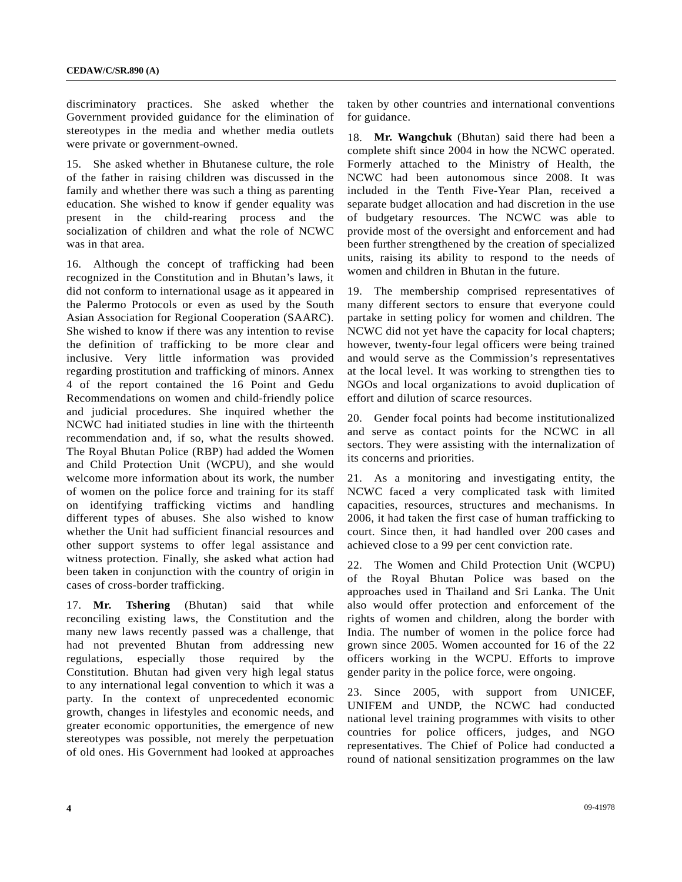discriminatory practices. She asked whether the Government provided guidance for the elimination of stereotypes in the media and whether media outlets were private or government-owned.

15. She asked whether in Bhutanese culture, the role of the father in raising children was discussed in the family and whether there was such a thing as parenting education. She wished to know if gender equality was present in the child-rearing process and the socialization of children and what the role of NCWC was in that area.

16. Although the concept of trafficking had been recognized in the Constitution and in Bhutan's laws, it did not conform to international usage as it appeared in the Palermo Protocols or even as used by the South Asian Association for Regional Cooperation (SAARC). She wished to know if there was any intention to revise the definition of trafficking to be more clear and inclusive. Very little information was provided regarding prostitution and trafficking of minors. Annex 4 of the report contained the 16 Point and Gedu Recommendations on women and child-friendly police and judicial procedures. She inquired whether the NCWC had initiated studies in line with the thirteenth recommendation and, if so, what the results showed. The Royal Bhutan Police (RBP) had added the Women and Child Protection Unit (WCPU), and she would welcome more information about its work, the number of women on the police force and training for its staff on identifying trafficking victims and handling different types of abuses. She also wished to know whether the Unit had sufficient financial resources and other support systems to offer legal assistance and witness protection. Finally, she asked what action had been taken in conjunction with the country of origin in cases of cross-border trafficking.

17. **Mr. Tshering** (Bhutan) said that while reconciling existing laws, the Constitution and the many new laws recently passed was a challenge, that had not prevented Bhutan from addressing new regulations, especially those required by the Constitution. Bhutan had given very high legal status to any international legal convention to which it was a party. In the context of unprecedented economic growth, changes in lifestyles and economic needs, and greater economic opportunities, the emergence of new stereotypes was possible, not merely the perpetuation of old ones. His Government had looked at approaches taken by other countries and international conventions for guidance.

18. **Mr. Wangchuk** (Bhutan) said there had been a complete shift since 2004 in how the NCWC operated. Formerly attached to the Ministry of Health, the NCWC had been autonomous since 2008. It was included in the Tenth Five-Year Plan, received a separate budget allocation and had discretion in the use of budgetary resources. The NCWC was able to provide most of the oversight and enforcement and had been further strengthened by the creation of specialized units, raising its ability to respond to the needs of women and children in Bhutan in the future.

19. The membership comprised representatives of many different sectors to ensure that everyone could partake in setting policy for women and children. The NCWC did not yet have the capacity for local chapters; however, twenty-four legal officers were being trained and would serve as the Commission's representatives at the local level. It was working to strengthen ties to NGOs and local organizations to avoid duplication of effort and dilution of scarce resources.

20. Gender focal points had become institutionalized and serve as contact points for the NCWC in all sectors. They were assisting with the internalization of its concerns and priorities.

21. As a monitoring and investigating entity, the NCWC faced a very complicated task with limited capacities, resources, structures and mechanisms. In 2006, it had taken the first case of human trafficking to court. Since then, it had handled over 200 cases and achieved close to a 99 per cent conviction rate.

22. The Women and Child Protection Unit (WCPU) of the Royal Bhutan Police was based on the approaches used in Thailand and Sri Lanka. The Unit also would offer protection and enforcement of the rights of women and children, along the border with India. The number of women in the police force had grown since 2005. Women accounted for 16 of the 22 officers working in the WCPU. Efforts to improve gender parity in the police force, were ongoing.

23. Since 2005, with support from UNICEF, UNIFEM and UNDP, the NCWC had conducted national level training programmes with visits to other countries for police officers, judges, and NGO representatives. The Chief of Police had conducted a round of national sensitization programmes on the law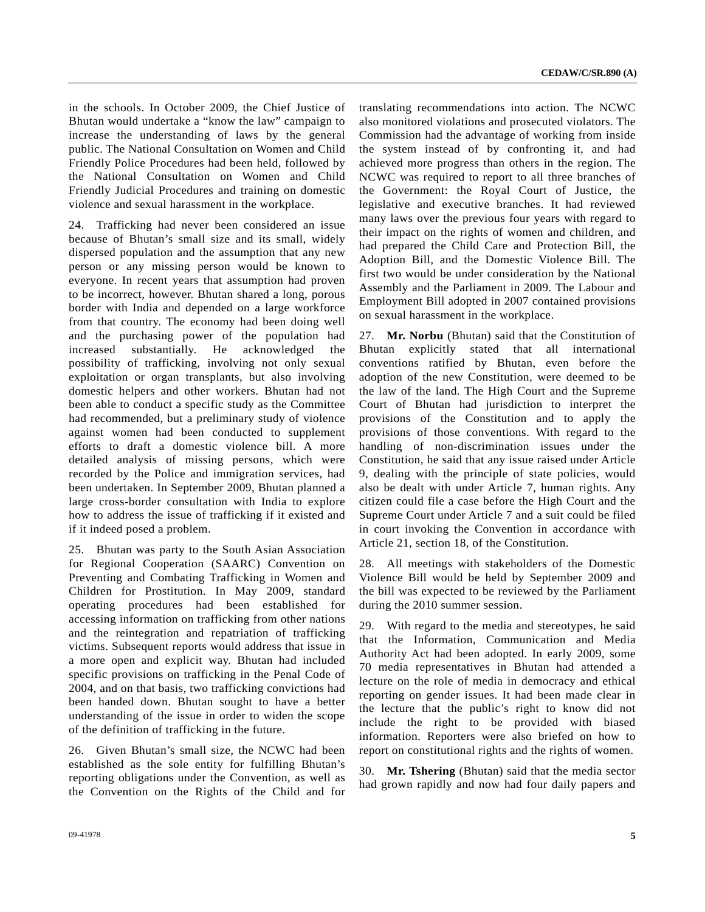in the schools. In October 2009, the Chief Justice of Bhutan would undertake a "know the law" campaign to increase the understanding of laws by the general public. The National Consultation on Women and Child Friendly Police Procedures had been held, followed by the National Consultation on Women and Child Friendly Judicial Procedures and training on domestic violence and sexual harassment in the workplace.

24. Trafficking had never been considered an issue because of Bhutan's small size and its small, widely dispersed population and the assumption that any new person or any missing person would be known to everyone. In recent years that assumption had proven to be incorrect, however. Bhutan shared a long, porous border with India and depended on a large workforce from that country. The economy had been doing well and the purchasing power of the population had increased substantially. He acknowledged the possibility of trafficking, involving not only sexual exploitation or organ transplants, but also involving domestic helpers and other workers. Bhutan had not been able to conduct a specific study as the Committee had recommended, but a preliminary study of violence against women had been conducted to supplement efforts to draft a domestic violence bill. A more detailed analysis of missing persons, which were recorded by the Police and immigration services, had been undertaken. In September 2009, Bhutan planned a large cross-border consultation with India to explore how to address the issue of trafficking if it existed and if it indeed posed a problem.

25. Bhutan was party to the South Asian Association for Regional Cooperation (SAARC) Convention on Preventing and Combating Trafficking in Women and Children for Prostitution. In May 2009, standard operating procedures had been established for accessing information on trafficking from other nations and the reintegration and repatriation of trafficking victims. Subsequent reports would address that issue in a more open and explicit way. Bhutan had included specific provisions on trafficking in the Penal Code of 2004, and on that basis, two trafficking convictions had been handed down. Bhutan sought to have a better understanding of the issue in order to widen the scope of the definition of trafficking in the future.

26. Given Bhutan's small size, the NCWC had been established as the sole entity for fulfilling Bhutan's reporting obligations under the Convention, as well as the Convention on the Rights of the Child and for translating recommendations into action. The NCWC also monitored violations and prosecuted violators. The Commission had the advantage of working from inside the system instead of by confronting it, and had achieved more progress than others in the region. The NCWC was required to report to all three branches of the Government: the Royal Court of Justice, the legislative and executive branches. It had reviewed many laws over the previous four years with regard to their impact on the rights of women and children, and had prepared the Child Care and Protection Bill, the Adoption Bill, and the Domestic Violence Bill. The first two would be under consideration by the National Assembly and the Parliament in 2009. The Labour and Employment Bill adopted in 2007 contained provisions on sexual harassment in the workplace.

27. **Mr. Norbu** (Bhutan) said that the Constitution of Bhutan explicitly stated that all international conventions ratified by Bhutan, even before the adoption of the new Constitution, were deemed to be the law of the land. The High Court and the Supreme Court of Bhutan had jurisdiction to interpret the provisions of the Constitution and to apply the provisions of those conventions. With regard to the handling of non-discrimination issues under the Constitution, he said that any issue raised under Article 9, dealing with the principle of state policies, would also be dealt with under Article 7, human rights. Any citizen could file a case before the High Court and the Supreme Court under Article 7 and a suit could be filed in court invoking the Convention in accordance with Article 21, section 18, of the Constitution.

28. All meetings with stakeholders of the Domestic Violence Bill would be held by September 2009 and the bill was expected to be reviewed by the Parliament during the 2010 summer session.

29. With regard to the media and stereotypes, he said that the Information, Communication and Media Authority Act had been adopted. In early 2009, some 70 media representatives in Bhutan had attended a lecture on the role of media in democracy and ethical reporting on gender issues. It had been made clear in the lecture that the public's right to know did not include the right to be provided with biased information. Reporters were also briefed on how to report on constitutional rights and the rights of women.

30. **Mr. Tshering** (Bhutan) said that the media sector had grown rapidly and now had four daily papers and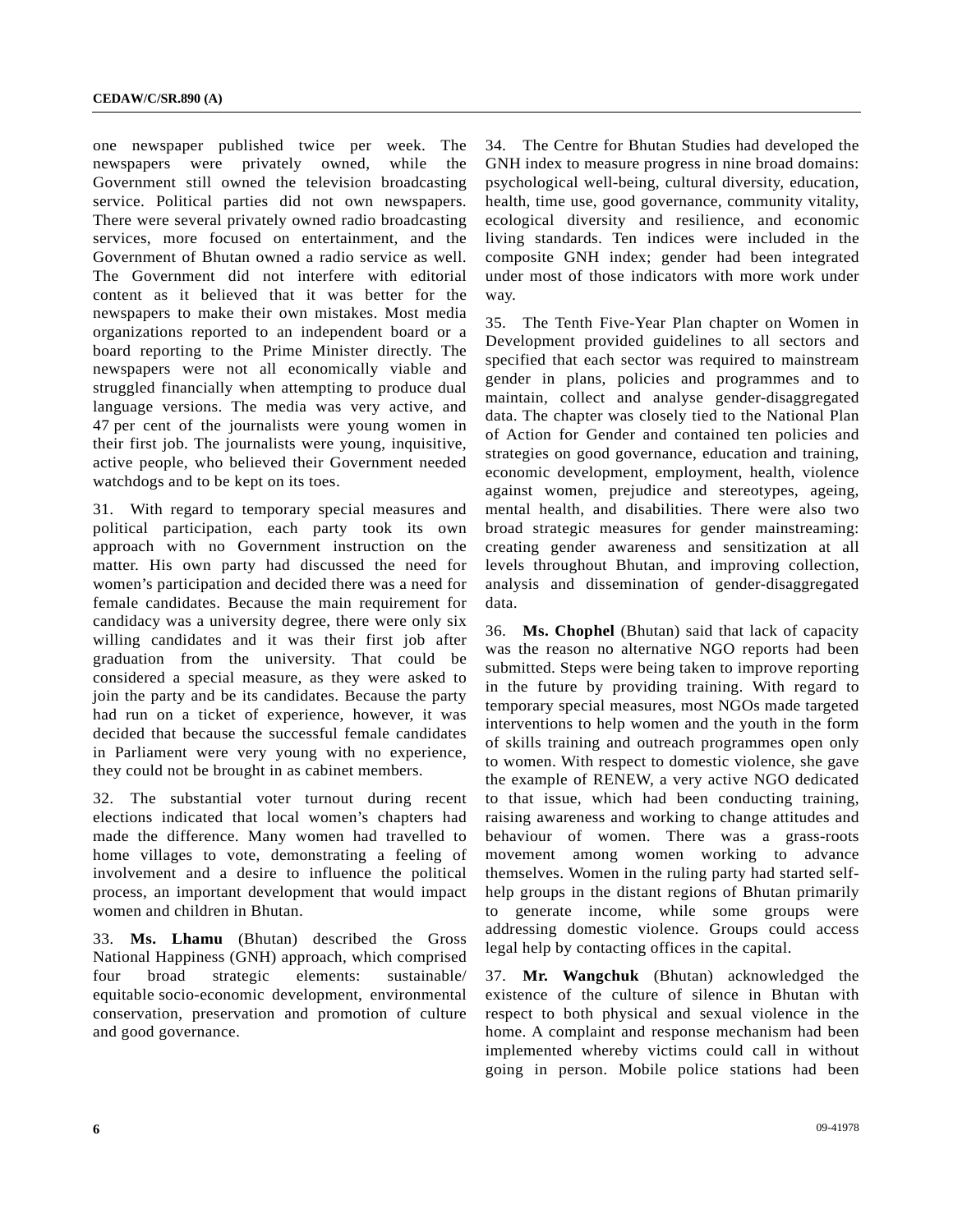one newspaper published twice per week. The newspapers were privately owned, while the Government still owned the television broadcasting service. Political parties did not own newspapers. There were several privately owned radio broadcasting services, more focused on entertainment, and the Government of Bhutan owned a radio service as well. The Government did not interfere with editorial content as it believed that it was better for the newspapers to make their own mistakes. Most media organizations reported to an independent board or a board reporting to the Prime Minister directly. The newspapers were not all economically viable and struggled financially when attempting to produce dual language versions. The media was very active, and 47 per cent of the journalists were young women in their first job. The journalists were young, inquisitive, active people, who believed their Government needed watchdogs and to be kept on its toes.

31. With regard to temporary special measures and political participation, each party took its own approach with no Government instruction on the matter. His own party had discussed the need for women's participation and decided there was a need for female candidates. Because the main requirement for candidacy was a university degree, there were only six willing candidates and it was their first job after graduation from the university. That could be considered a special measure, as they were asked to join the party and be its candidates. Because the party had run on a ticket of experience, however, it was decided that because the successful female candidates in Parliament were very young with no experience, they could not be brought in as cabinet members.

32. The substantial voter turnout during recent elections indicated that local women's chapters had made the difference. Many women had travelled to home villages to vote, demonstrating a feeling of involvement and a desire to influence the political process, an important development that would impact women and children in Bhutan.

33. **Ms. Lhamu** (Bhutan) described the Gross National Happiness (GNH) approach, which comprised four broad strategic elements: sustainable/equitable socio-economic development, environmental conservation, preservation and promotion of culture and good governance.

34. The Centre for Bhutan Studies had developed the GNH index to measure progress in nine broad domains: psychological well-being, cultural diversity, education, health, time use, good governance, community vitality, ecological diversity and resilience, and economic living standards. Ten indices were included in the composite GNH index; gender had been integrated under most of those indicators with more work under way.

35. The Tenth Five-Year Plan chapter on Women in Development provided guidelines to all sectors and specified that each sector was required to mainstream gender in plans, policies and programmes and to maintain, collect and analyse gender-disaggregated data. The chapter was closely tied to the National Plan of Action for Gender and contained ten policies and strategies on good governance, education and training, economic development, employment, health, violence against women, prejudice and stereotypes, ageing, mental health, and disabilities. There were also two broad strategic measures for gender mainstreaming: creating gender awareness and sensitization at all levels throughout Bhutan, and improving collection, analysis and dissemination of gender-disaggregated data.

36. **Ms. Chophel** (Bhutan) said that lack of capacity was the reason no alternative NGO reports had been submitted. Steps were being taken to improve reporting in the future by providing training. With regard to temporary special measures, most NGOs made targeted interventions to help women and the youth in the form of skills training and outreach programmes open only to women. With respect to domestic violence, she gave the example of RENEW, a very active NGO dedicated to that issue, which had been conducting training, raising awareness and working to change attitudes and behaviour of women. There was a grass-roots movement among women working to advance themselves. Women in the ruling party had started self-help groups in the distant regions of Bhutan primarily to generate income, while some groups were addressing domestic violence. Groups could access legal help by contacting offices in the capital.

37. **Mr. Wangchuk** (Bhutan) acknowledged the existence of the culture of silence in Bhutan with respect to both physical and sexual violence in the home. A complaint and response mechanism had been implemented whereby victims could call in without going in person. Mobile police stations had been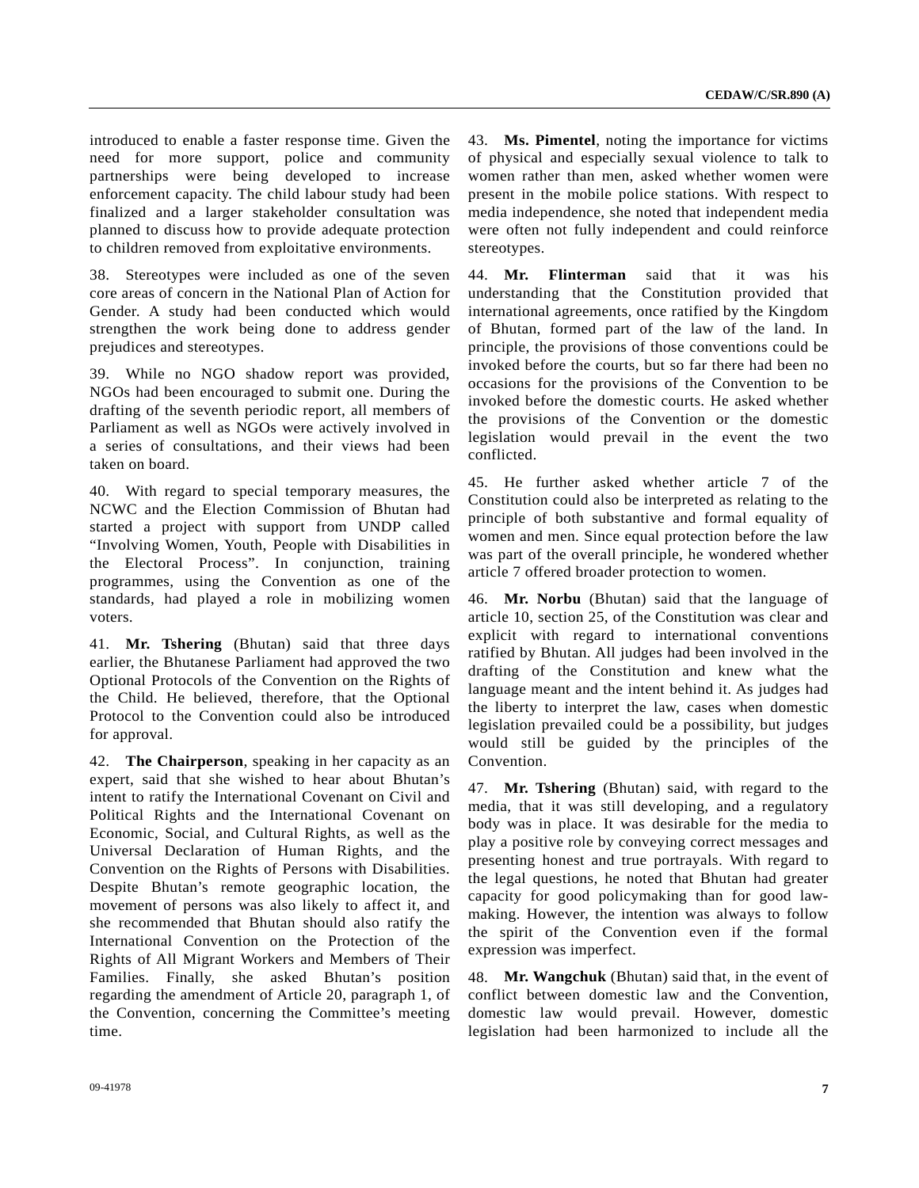introduced to enable a faster response time. Given the need for more support, police and community partnerships were being developed to increase enforcement capacity. The child labour study had been finalized and a larger stakeholder consultation was planned to discuss how to provide adequate protection to children removed from exploitative environments.

38. Stereotypes were included as one of the seven core areas of concern in the National Plan of Action for Gender. A study had been conducted which would strengthen the work being done to address gender prejudices and stereotypes.

39. While no NGO shadow report was provided, NGOs had been encouraged to submit one. During the drafting of the seventh periodic report, all members of Parliament as well as NGOs were actively involved in a series of consultations, and their views had been taken on board.

40. With regard to special temporary measures, the NCWC and the Election Commission of Bhutan had started a project with support from UNDP called "Involving Women, Youth, People with Disabilities in the Electoral Process". In conjunction, training programmes, using the Convention as one of the standards, had played a role in mobilizing women voters.

41. **Mr. Tshering** (Bhutan) said that three days earlier, the Bhutanese Parliament had approved the two Optional Protocols of the Convention on the Rights of the Child. He believed, therefore, that the Optional Protocol to the Convention could also be introduced for approval.

42. **The Chairperson**, speaking in her capacity as an expert, said that she wished to hear about Bhutan's intent to ratify the International Covenant on Civil and Political Rights and the International Covenant on Economic, Social, and Cultural Rights, as well as the Universal Declaration of Human Rights, and the Convention on the Rights of Persons with Disabilities. Despite Bhutan's remote geographic location, the movement of persons was also likely to affect it, and she recommended that Bhutan should also ratify the International Convention on the Protection of the Rights of All Migrant Workers and Members of Their Families. Finally, she asked Bhutan's position regarding the amendment of Article 20, paragraph 1, of the Convention, concerning the Committee's meeting time.

43. **Ms. Pimentel**, noting the importance for victims of physical and especially sexual violence to talk to women rather than men, asked whether women were present in the mobile police stations. With respect to media independence, she noted that independent media were often not fully independent and could reinforce stereotypes.

44. **Mr. Flinterman** said that it was his understanding that the Constitution provided that international agreements, once ratified by the Kingdom of Bhutan, formed part of the law of the land. In principle, the provisions of those conventions could be invoked before the courts, but so far there had been no occasions for the provisions of the Convention to be invoked before the domestic courts. He asked whether the provisions of the Convention or the domestic legislation would prevail in the event the two conflicted.

45. He further asked whether article 7 of the Constitution could also be interpreted as relating to the principle of both substantive and formal equality of women and men. Since equal protection before the law was part of the overall principle, he wondered whether article 7 offered broader protection to women.

46. **Mr. Norbu** (Bhutan) said that the language of article 10, section 25, of the Constitution was clear and explicit with regard to international conventions ratified by Bhutan. All judges had been involved in the drafting of the Constitution and knew what the language meant and the intent behind it. As judges had the liberty to interpret the law, cases when domestic legislation prevailed could be a possibility, but judges would still be guided by the principles of the Convention.

47. **Mr. Tshering** (Bhutan) said, with regard to the media, that it was still developing, and a regulatory body was in place. It was desirable for the media to play a positive role by conveying correct messages and presenting honest and true portrayals. With regard to the legal questions, he noted that Bhutan had greater capacity for good policymaking than for good law-making. However, the intention was always to follow the spirit of the Convention even if the formal expression was imperfect.

48. **Mr. Wangchuk** (Bhutan) said that, in the event of conflict between domestic law and the Convention, domestic law would prevail. However, domestic legislation had been harmonized to include all the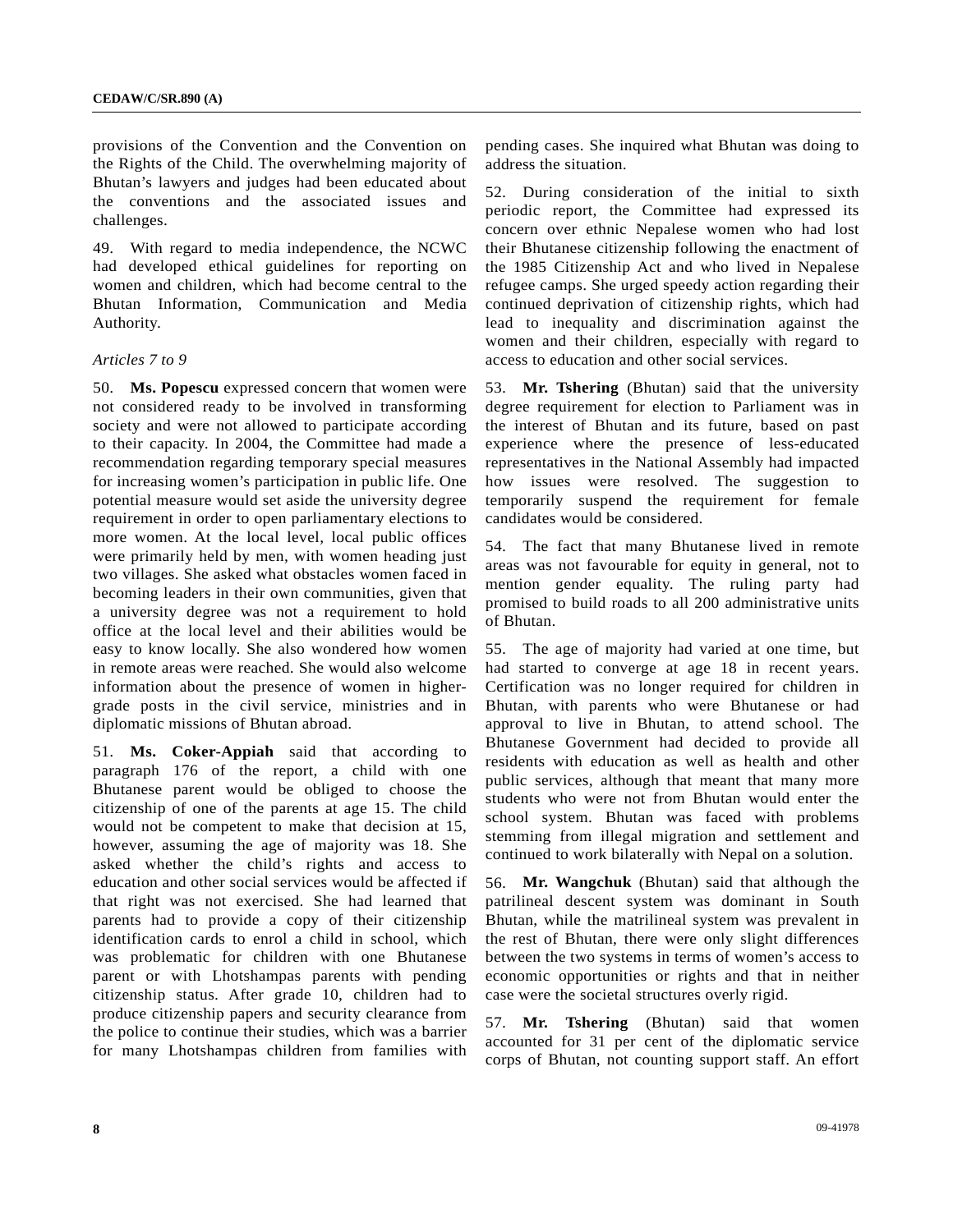provisions of the Convention and the Convention on the Rights of the Child. The overwhelming majority of Bhutan's lawyers and judges had been educated about the conventions and the associated issues and challenges.

49. With regard to media independence, the NCWC had developed ethical guidelines for reporting on women and children, which had become central to the Bhutan Information, Communication and Media Authority.

*Articles 7 to 9*

50. **Ms. Popescu** expressed concern that women were not considered ready to be involved in transforming society and were not allowed to participate according to their capacity. In 2004, the Committee had made a recommendation regarding temporary special measures for increasing women's participation in public life. One potential measure would set aside the university degree requirement in order to open parliamentary elections to more women. At the local level, local public offices were primarily held by men, with women heading just two villages. She asked what obstacles women faced in becoming leaders in their own communities, given that a university degree was not a requirement to hold office at the local level and their abilities would be easy to know locally. She also wondered how women in remote areas were reached. She would also welcome information about the presence of women in higher-grade posts in the civil service, ministries and in diplomatic missions of Bhutan abroad.

51. **Ms. Coker-Appiah** said that according to paragraph 176 of the report, a child with one Bhutanese parent would be obliged to choose the citizenship of one of the parents at age 15. The child would not be competent to make that decision at 15, however, assuming the age of majority was 18. She asked whether the child's rights and access to education and other social services would be affected if that right was not exercised. She had learned that parents had to provide a copy of their citizenship identification cards to enrol a child in school, which was problematic for children with one Bhutanese parent or with Lhotshampas parents with pending citizenship status. After grade 10, children had to produce citizenship papers and security clearance from the police to continue their studies, which was a barrier for many Lhotshampas children from families with pending cases. She inquired what Bhutan was doing to address the situation.

52. During consideration of the initial to sixth periodic report, the Committee had expressed its concern over ethnic Nepalese women who had lost their Bhutanese citizenship following the enactment of the 1985 Citizenship Act and who lived in Nepalese refugee camps. She urged speedy action regarding their continued deprivation of citizenship rights, which had lead to inequality and discrimination against the women and their children, especially with regard to access to education and other social services.

53. **Mr. Tshering** (Bhutan) said that the university degree requirement for election to Parliament was in the interest of Bhutan and its future, based on past experience where the presence of less-educated representatives in the National Assembly had impacted how issues were resolved. The suggestion to temporarily suspend the requirement for female candidates would be considered.

54. The fact that many Bhutanese lived in remote areas was not favourable for equity in general, not to mention gender equality. The ruling party had promised to build roads to all 200 administrative units of Bhutan.

55. The age of majority had varied at one time, but had started to converge at age 18 in recent years. Certification was no longer required for children in Bhutan, with parents who were Bhutanese or had approval to live in Bhutan, to attend school. The Bhutanese Government had decided to provide all residents with education as well as health and other public services, although that meant that many more students who were not from Bhutan would enter the school system. Bhutan was faced with problems stemming from illegal migration and settlement and continued to work bilaterally with Nepal on a solution.

56. **Mr. Wangchuk** (Bhutan) said that although the patrilineal descent system was dominant in South Bhutan, while the matrilineal system was prevalent in the rest of Bhutan, there were only slight differences between the two systems in terms of women's access to economic opportunities or rights and that in neither case were the societal structures overly rigid.

57. **Mr. Tshering** (Bhutan) said that women accounted for 31 per cent of the diplomatic service corps of Bhutan, not counting support staff. An effort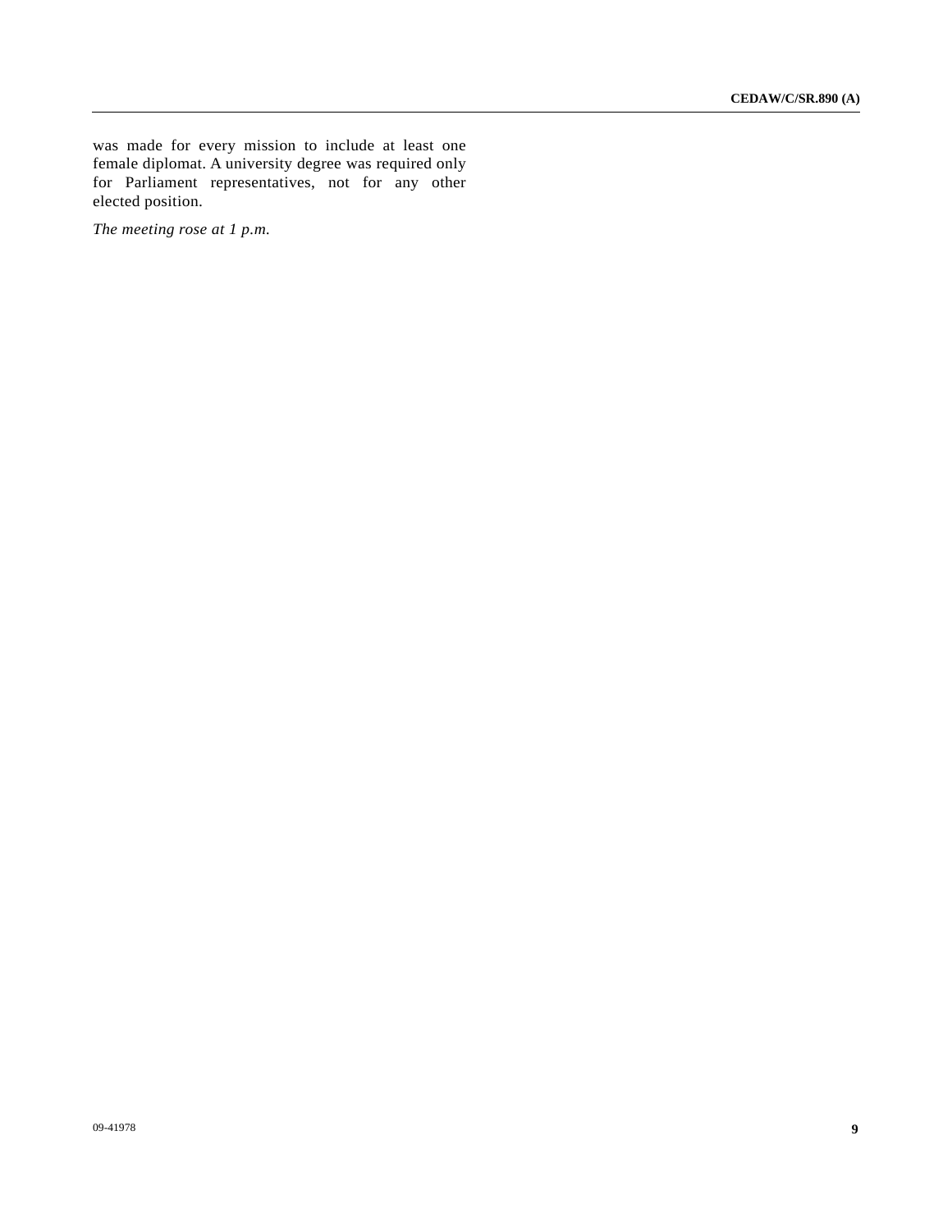was made for every mission to include at least one female diplomat. A university degree was required only for Parliament representatives, not for any other elected position.

*The meeting rose at 1 p.m.*